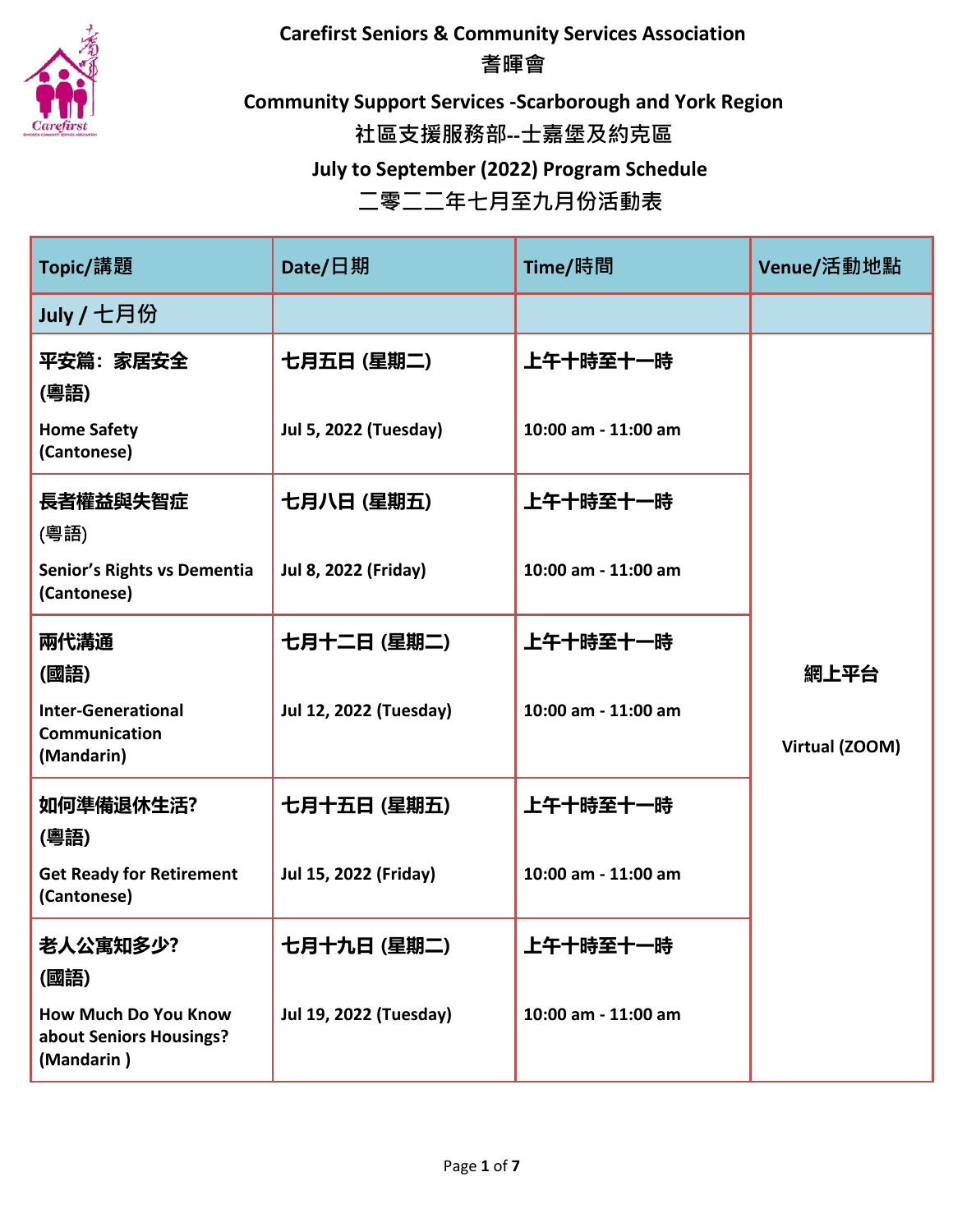# Carefirst Seniors & Community Services Association
# 耆暉會

## Community Support Services -Scarborough and York Region
## 社區支援服務部--士嘉堡及約克區

## July to September (2022) Program Schedule
## 二零二二年七月至九月份活動表

| Topic/講題 | Date/日期 | Time/時間 | Venue/活動地點 |
|---|---|---|---|
| **July / 七月份** | | | |
| **平安篇：家居安全 (粵語)**<br>**Home Safety (Cantonese)** | **七月五日 (星期二)**<br>**Jul 5, 2022 (Tuesday)** | **上午十時至十一時**<br>**10:00 am - 11:00 am** | **網上平台**<br>**Virtual (ZOOM)** |
| **長者權益與失智症** (粵語)<br>**Senior's Rights vs Dementia (Cantonese)** | **七月八日 (星期五)**<br>**Jul 8, 2022 (Friday)** | **上午十時至十一時**<br>**10:00 am - 11:00 am** | |
| **兩代溝通 (國語)**<br>**Inter-Generational Communication (Mandarin)** | **七月十二日 (星期二)**<br>**Jul 12, 2022 (Tuesday)** | **上午十時至十一時**<br>**10:00 am - 11:00 am** | |
| **如何準備退休生活? (粵語)**<br>**Get Ready for Retirement (Cantonese)** | **七月十五日 (星期五)**<br>**Jul 15, 2022 (Friday)** | **上午十時至十一時**<br>**10:00 am - 11:00 am** | |
| **老人公寓知多少? (國語)**<br>**How Much Do You Know about Seniors Housings? (Mandarin )** | **七月十九日 (星期二)**<br>**Jul 19, 2022 (Tuesday)** | **上午十時至十一時**<br>**10:00 am - 11:00 am** | |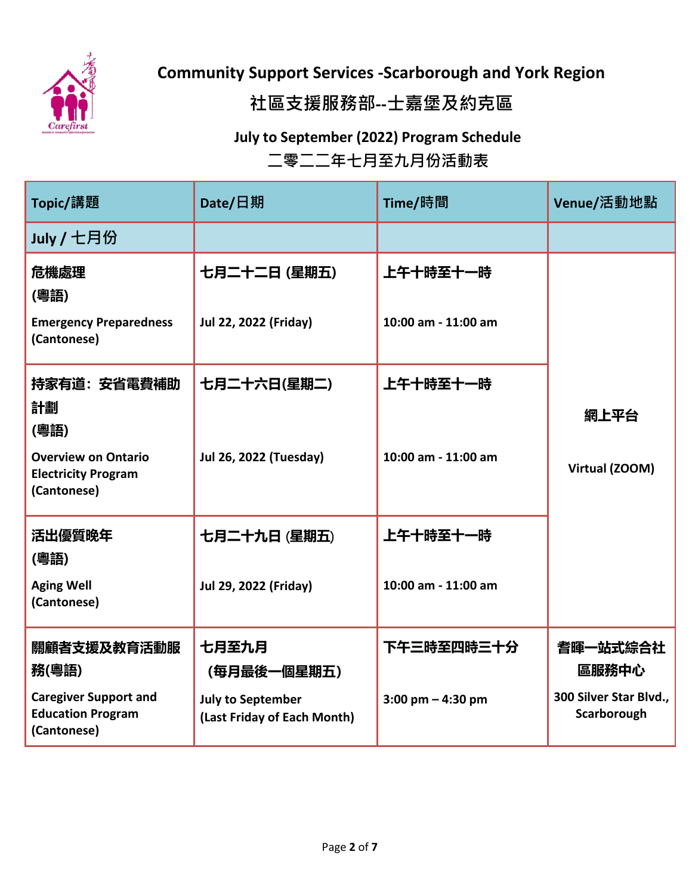## Community Support Services -Scarborough and York Region

## 社區支援服務部--士嘉堡及約克區

### July to September (2022) Program Schedule

### 二零二二年七月至九月份活動表

| Topic/講題 | Date/日期 | Time/時間 | Venue/活動地點 |
|---|---|---|---|
| **July / 七月份** | | | |
| **危機處理 (粵語)** <br> **Emergency Preparedness (Cantonese)** | **七月二十二日 (星期五)** <br> **Jul 22, 2022 (Friday)** | **上午十時至十一時** <br> **10:00 am - 11:00 am** | **網上平台** <br> **Virtual (ZOOM)** |
| **持家有道：安省電費補助計劃 (粵語)** <br> **Overview on Ontario Electricity Program (Cantonese)** | **七月二十六日(星期二)** <br> **Jul 26, 2022 (Tuesday)** | **上午十時至十一時** <br> **10:00 am - 11:00 am** | **網上平台** <br> **Virtual (ZOOM)** |
| **活出優質晚年 (粵語)** <br> **Aging Well (Cantonese)** | **七月二十九日 (星期五)** <br> **Jul 29, 2022 (Friday)** | **上午十時至十一時** <br> **10:00 am - 11:00 am** | **網上平台** <br> **Virtual (ZOOM)** |
| **關顧者支援及教育活動服務(粵語)** <br> **Caregiver Support and Education Program (Cantonese)** | **七月至九月 (每月最後一個星期五)** <br> **July to September (Last Friday of Each Month)** | **下午三時至四時三十分** <br> **3:00 pm – 4:30 pm** | **耆暉一站式綜合社區服務中心** <br> **300 Silver Star Blvd., Scarborough** |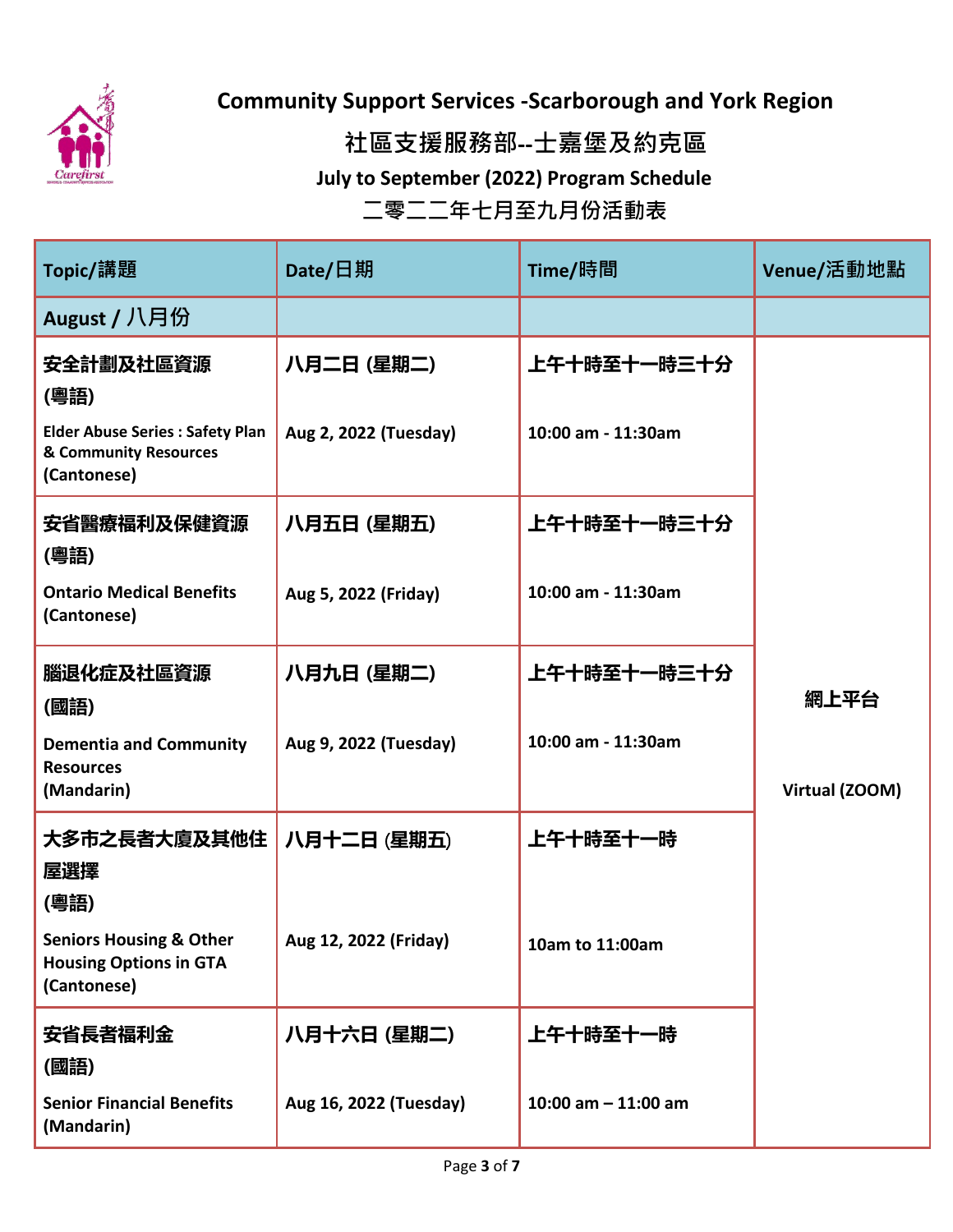# Community Support Services -Scarborough and York Region

## 社區支援服務部--士嘉堡及約克區

### July to September (2022) Program Schedule

### 二零二二年七月至九月份活動表

| Topic/講題 | Date/日期 | Time/時間 | Venue/活動地點 |
|---|---|---|---|
| **August / 八月份** | | | |
| **安全計劃及社區資源 (粵語)** Elder Abuse Series : Safety Plan & Community Resources (Cantonese) | **八月二日 (星期二)** Aug 2, 2022 (Tuesday) | **上午十時至十一時三十分** 10:00 am - 11:30am | **網上平台** Virtual (ZOOM) |
| **安省醫療福利及保健資源 (粵語)** Ontario Medical Benefits (Cantonese) | **八月五日 (星期五)** Aug 5, 2022 (Friday) | **上午十時至十一時三十分** 10:00 am - 11:30am | |
| **腦退化症及社區資源 (國語)** Dementia and Community Resources (Mandarin) | **八月九日 (星期二)** Aug 9, 2022 (Tuesday) | **上午十時至十一時三十分** 10:00 am - 11:30am | |
| **大多市之長者大廈及其他住屋選擇 (粵語)** Seniors Housing & Other Housing Options in GTA (Cantonese) | **八月十二日 (星期五)** Aug 12, 2022 (Friday) | **上午十時至十一時** 10am to 11:00am | |
| **安省長者福利金 (國語)** Senior Financial Benefits (Mandarin) | **八月十六日 (星期二)** Aug 16, 2022 (Tuesday) | **上午十時至十一時** 10:00 am – 11:00 am | |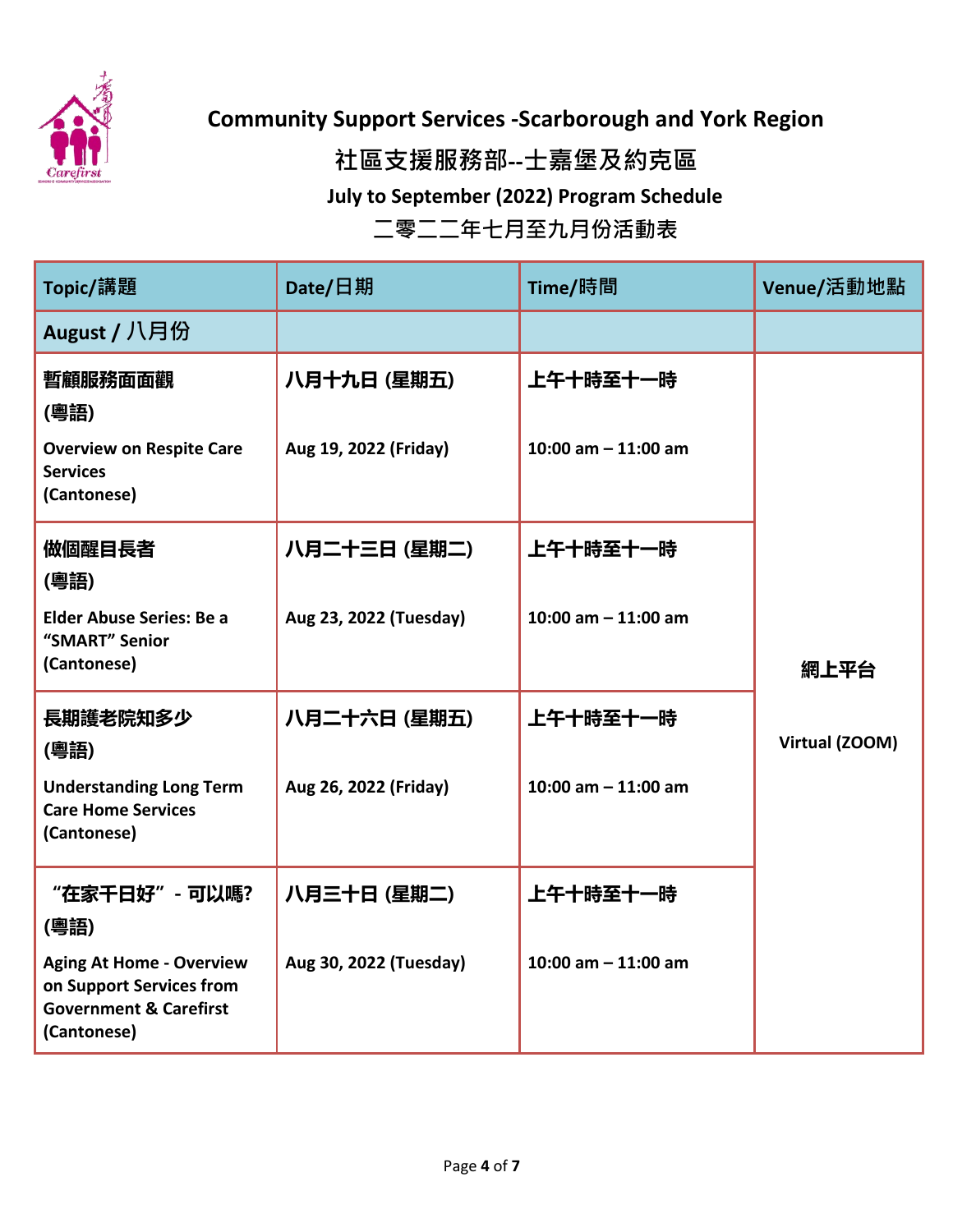## Community Support Services -Scarborough and York Region

## 社區支援服務部--士嘉堡及約克區

### July to September (2022) Program Schedule

### 二零二二年七月至九月份活動表

| Topic/講題 | Date/日期 | Time/時間 | Venue/活動地點 |
|---|---|---|---|
| **August / 八月份** | | | |
| **暫顧服務面面觀 (粵語)**<br>**Overview on Respite Care Services (Cantonese)** | **八月十九日 (星期五)**<br>**Aug 19, 2022 (Friday)** | **上午十時至十一時**<br>**10:00 am – 11:00 am** | **網上平台**<br>**Virtual (ZOOM)** |
| **做個醒目長者 (粵語)**<br>**Elder Abuse Series: Be a "SMART" Senior (Cantonese)** | **八月二十三日 (星期二)**<br>**Aug 23, 2022 (Tuesday)** | **上午十時至十一時**<br>**10:00 am – 11:00 am** | **網上平台**<br>**Virtual (ZOOM)** |
| **長期護老院知多少 (粵語)**<br>**Understanding Long Term Care Home Services (Cantonese)** | **八月二十六日 (星期五)**<br>**Aug 26, 2022 (Friday)** | **上午十時至十一時**<br>**10:00 am – 11:00 am** | **網上平台**<br>**Virtual (ZOOM)** |
| **"在家千日好" - 可以嗎? (粵語)**<br>**Aging At Home - Overview on Support Services from Government & Carefirst (Cantonese)** | **八月三十日 (星期二)**<br>**Aug 30, 2022 (Tuesday)** | **上午十時至十一時**<br>**10:00 am – 11:00 am** | **網上平台**<br>**Virtual (ZOOM)** |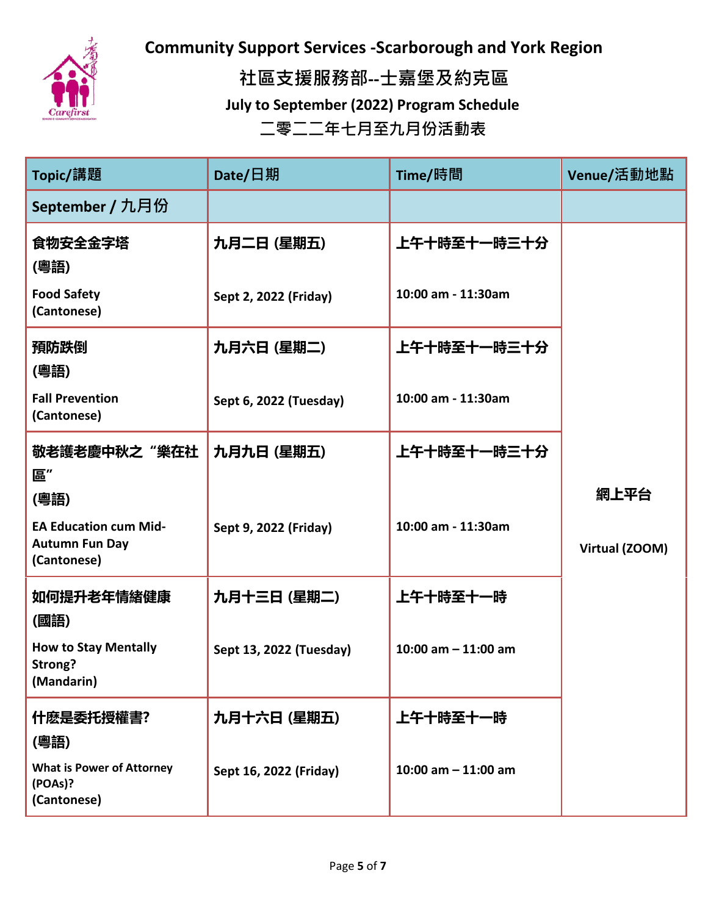# Community Support Services -Scarborough and York Region

## 社區支援服務部--士嘉堡及約克區

### July to September (2022) Program Schedule

### 二零二二年七月至九月份活動表

| Topic/講題 | Date/日期 | Time/時間 | Venue/活動地點 |
|---|---|---|---|
| **September / 九月份** | | | |
| **食物安全金字塔 (粵語)**<br>**Food Safety (Cantonese)** | **九月二日 (星期五)**<br>**Sept 2, 2022 (Friday)** | **上午十時至十一時三十分**<br>**10:00 am - 11:30am** | **網上平台**<br>**Virtual (ZOOM)** |
| **預防跌倒 (粵語)**<br>**Fall Prevention (Cantonese)** | **九月六日 (星期二)**<br>**Sept 6, 2022 (Tuesday)** | **上午十時至十一時三十分**<br>**10:00 am - 11:30am** | |
| **敬老護老慶中秋之“樂在社區” (粵語)**<br>**EA Education cum Mid-Autumn Fun Day (Cantonese)** | **九月九日 (星期五)**<br>**Sept 9, 2022 (Friday)** | **上午十時至十一時三十分**<br>**10:00 am - 11:30am** | |
| **如何提升老年情緒健康 (國語)**<br>**How to Stay Mentally Strong? (Mandarin)** | **九月十三日 (星期二)**<br>**Sept 13, 2022 (Tuesday)** | **上午十時至十一時**<br>**10:00 am – 11:00 am** | |
| **什麼是委托授權書? (粵語)**<br>**What is Power of Attorney (POAs)? (Cantonese)** | **九月十六日 (星期五)**<br>**Sept 16, 2022 (Friday)** | **上午十時至十一時**<br>**10:00 am – 11:00 am** | |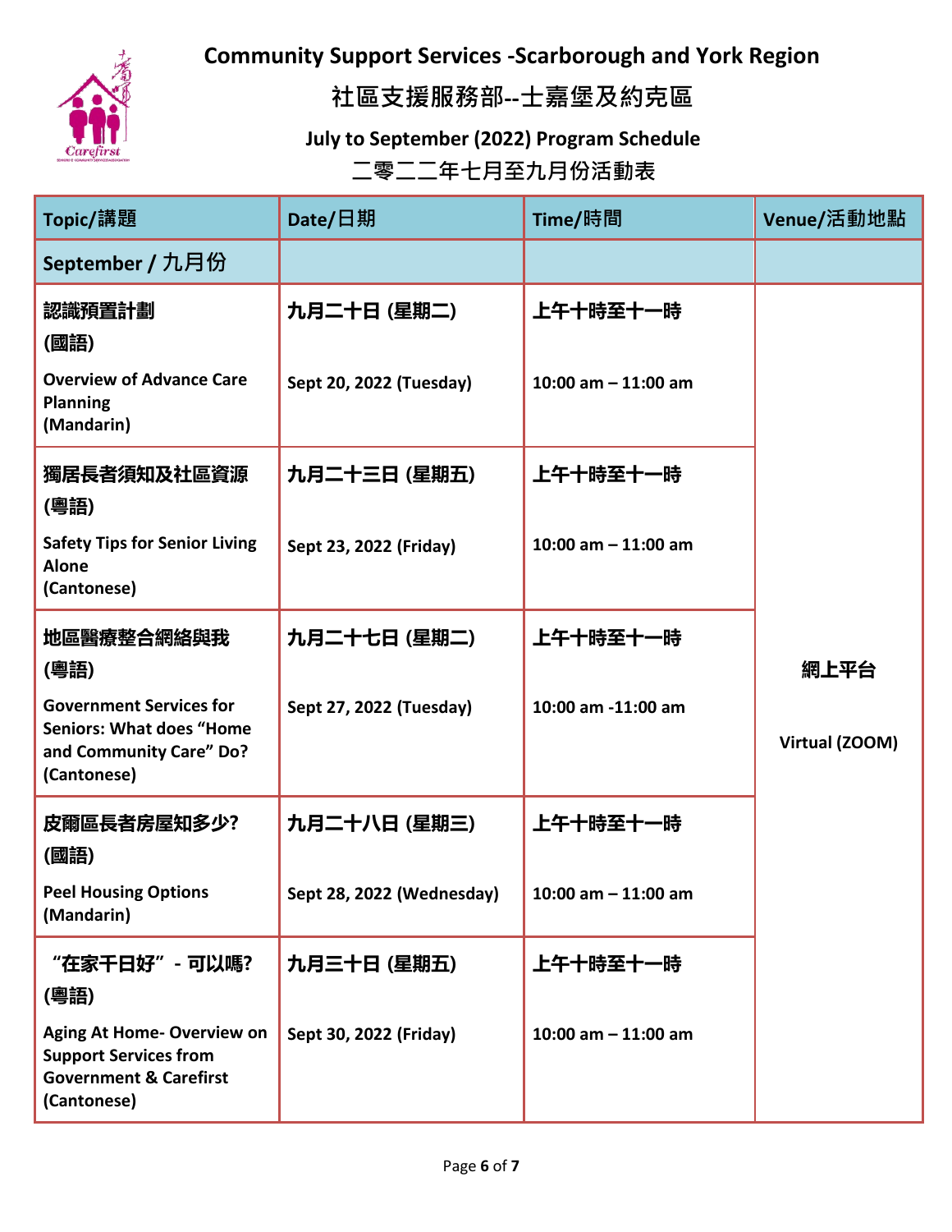# Community Support Services -Scarborough and York Region

## 社區支援服務部--士嘉堡及約克區

### July to September (2022) Program Schedule

### 二零二二年七月至九月份活動表

| Topic/講題 | Date/日期 | Time/時間 | Venue/活動地點 |
|---|---|---|---|
| **September / 九月份** | | | |
| **認識預置計劃 (國語)**<br>**Overview of Advance Care Planning (Mandarin)** | **九月二十日 (星期二)**<br>**Sept 20, 2022 (Tuesday)** | **上午十時至十一時**<br>**10:00 am – 11:00 am** | **網上平台**<br>**Virtual (ZOOM)** |
| **獨居長者須知及社區資源 (粵語)**<br>**Safety Tips for Senior Living Alone (Cantonese)** | **九月二十三日 (星期五)**<br>**Sept 23, 2022 (Friday)** | **上午十時至十一時**<br>**10:00 am – 11:00 am** | |
| **地區醫療整合網絡與我 (粵語)**<br>**Government Services for Seniors: What does "Home and Community Care" Do? (Cantonese)** | **九月二十七日 (星期二)**<br>**Sept 27, 2022 (Tuesday)** | **上午十時至十一時**<br>**10:00 am -11:00 am** | |
| **皮爾區長者房屋知多少? (國語)**<br>**Peel Housing Options (Mandarin)** | **九月二十八日 (星期三)**<br>**Sept 28, 2022 (Wednesday)** | **上午十時至十一時**<br>**10:00 am – 11:00 am** | |
| **"在家千日好" - 可以嗎? (粵語)**<br>**Aging At Home- Overview on Support Services from Government & Carefirst (Cantonese)** | **九月三十日 (星期五)**<br>**Sept 30, 2022 (Friday)** | **上午十時至十一時**<br>**10:00 am – 11:00 am** | |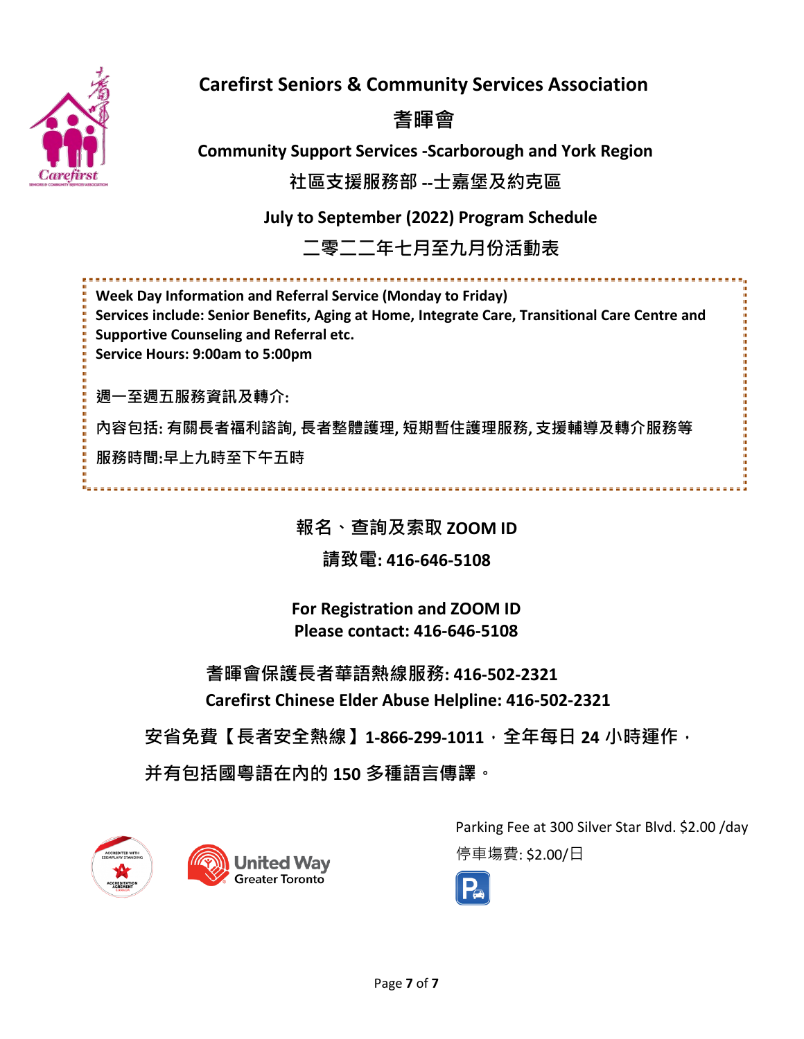# Carefirst Seniors & Community Services Association

# 耆暉會

## Community Support Services -Scarborough and York Region

## 社區支援服務部 --士嘉堡及約克區

## July to September (2022) Program Schedule

## 二零二二年七月至九月份活動表

**Week Day Information and Referral Service (Monday to Friday)**
**Services include: Senior Benefits, Aging at Home, Integrate Care, Transitional Care Centre and Supportive Counseling and Referral etc.**
**Service Hours: 9:00am to 5:00pm**

**週一至週五服務資訊及轉介:**

**內容包括: 有關長者福利諮詢, 長者整體護理, 短期暫住護理服務, 支援輔導及轉介服務等**

**服務時間:早上九時至下午五時**

**報名、查詢及索取 ZOOM ID**

**請致電: 416-646-5108**

**For Registration and ZOOM ID**
**Please contact: 416-646-5108**

**耆暉會保護長者華語熱線服務: 416-502-2321**
**Carefirst Chinese Elder Abuse Helpline: 416-502-2321**

**安省免費【長者安全熱線】1-866-299-1011，全年每日 24 小時運作，**

**并有包括國粵語在內的 150 多種語言傳譯。**

United Way Greater Toronto

Parking Fee at 300 Silver Star Blvd. $2.00 /day

停車場費: $2.00/日